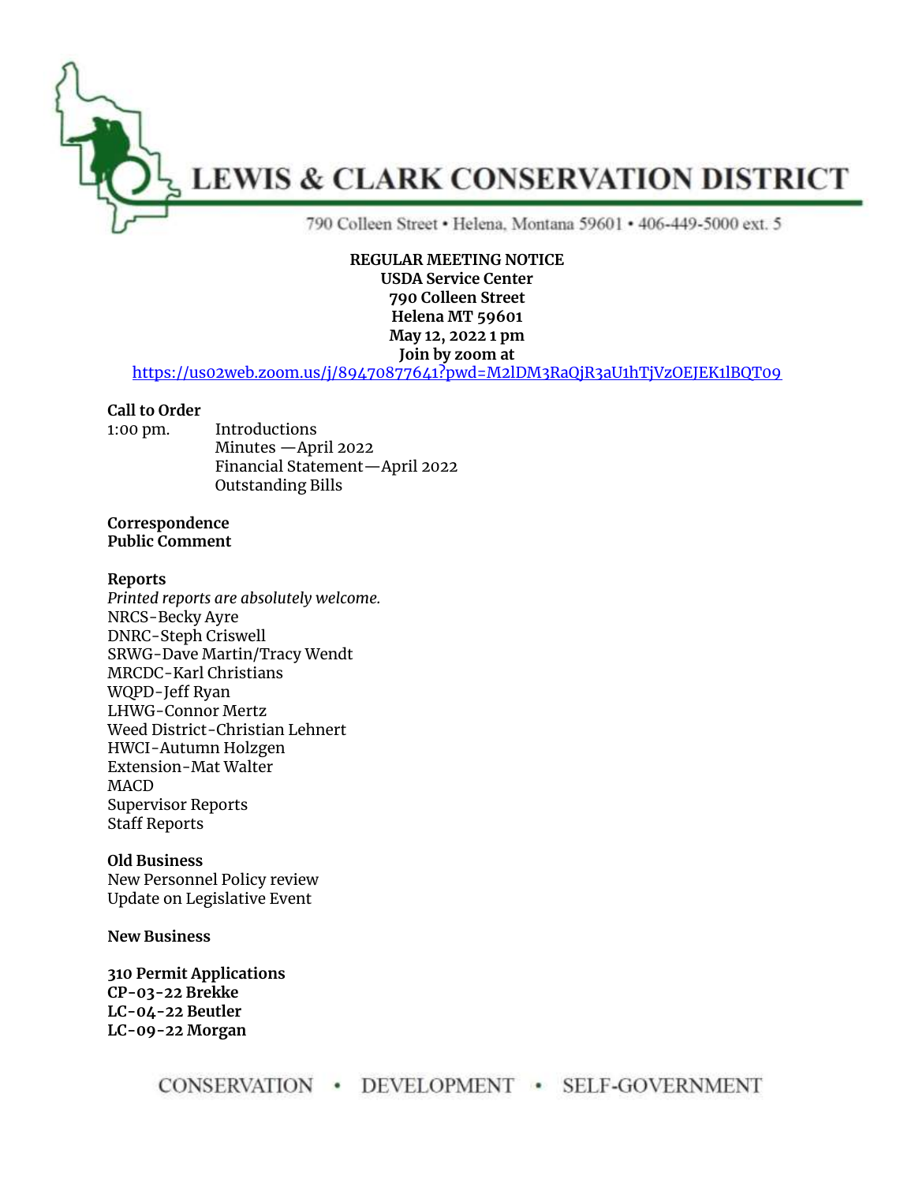# LEWIS & CLARK CONSERVATION DISTRICT

790 Colleen Street • Helena, Montana 59601 • 406-449-5000 ext. 5

**REGULAR MEETING NOTICE**
**USDA Service Center**
**790 Colleen Street**
**Helena MT 59601**
**May 12, 2022 1 pm**
**Join by zoom at**
https://us02web.zoom.us/j/89470877641?pwd=M2lDM3RaQjR3aU1hTjVzOEJEK1lBQT09

**Call to Order**

1:00 pm.
- Introductions
- Minutes —April 2022
- Financial Statement—April 2022
- Outstanding Bills

**Correspondence**
**Public Comment**

**Reports**
*Printed reports are absolutely welcome.*
NRCS-Becky Ayre
DNRC-Steph Criswell
SRWG-Dave Martin/Tracy Wendt
MRCDC-Karl Christians
WQPD-Jeff Ryan
LHWG-Connor Mertz
Weed District-Christian Lehnert
HWCI-Autumn Holzgen
Extension-Mat Walter
MACD
Supervisor Reports
Staff Reports

**Old Business**
New Personnel Policy review
Update on Legislative Event

**New Business**

**310 Permit Applications**
**CP-03-22 Brekke**
**LC-04-22 Beutler**
**LC-09-22 Morgan**

CONSERVATION • DEVELOPMENT • SELF-GOVERNMENT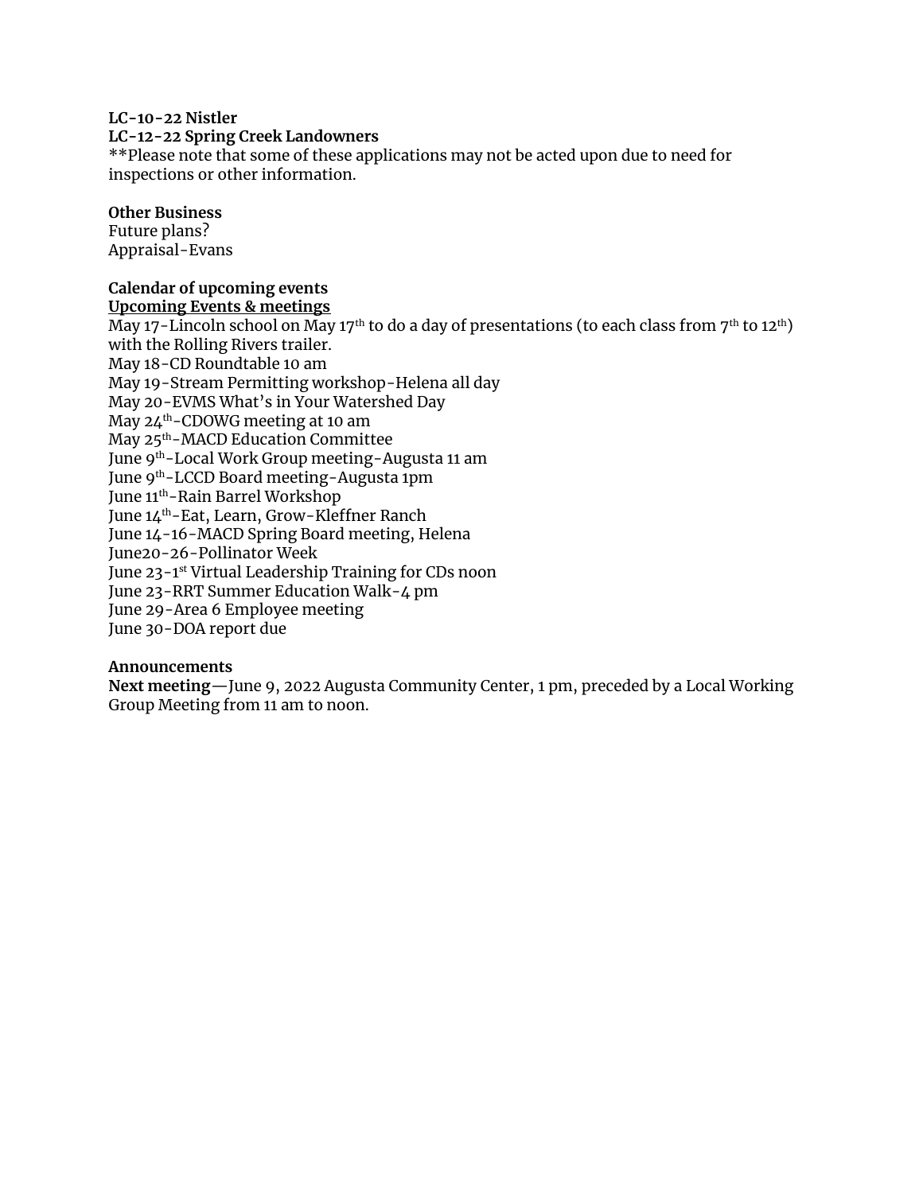**LC-10-22 Nistler**
**LC-12-22 Spring Creek Landowners**
**Please note that some of these applications may not be acted upon due to need for inspections or other information.

**Other Business**
Future plans?
Appraisal-Evans

**Calendar of upcoming events**
**Upcoming Events & meetings**

May 17-Lincoln school on May 17th to do a day of presentations (to each class from 7th to 12th) with the Rolling Rivers trailer.
May 18-CD Roundtable 10 am
May 19-Stream Permitting workshop-Helena all day
May 20-EVMS What's in Your Watershed Day
May 24th-CDOWG meeting at 10 am
May 25th-MACD Education Committee
June 9th-Local Work Group meeting-Augusta 11 am
June 9th-LCCD Board meeting-Augusta 1pm
June 11th-Rain Barrel Workshop
June 14th-Eat, Learn, Grow-Kleffner Ranch
June 14-16-MACD Spring Board meeting, Helena
June20-26-Pollinator Week
June 23-1st Virtual Leadership Training for CDs noon
June 23-RRT Summer Education Walk-4 pm
June 29-Area 6 Employee meeting
June 30-DOA report due

**Announcements**
**Next meeting**—June 9, 2022 Augusta Community Center, 1 pm, preceded by a Local Working Group Meeting from 11 am to noon.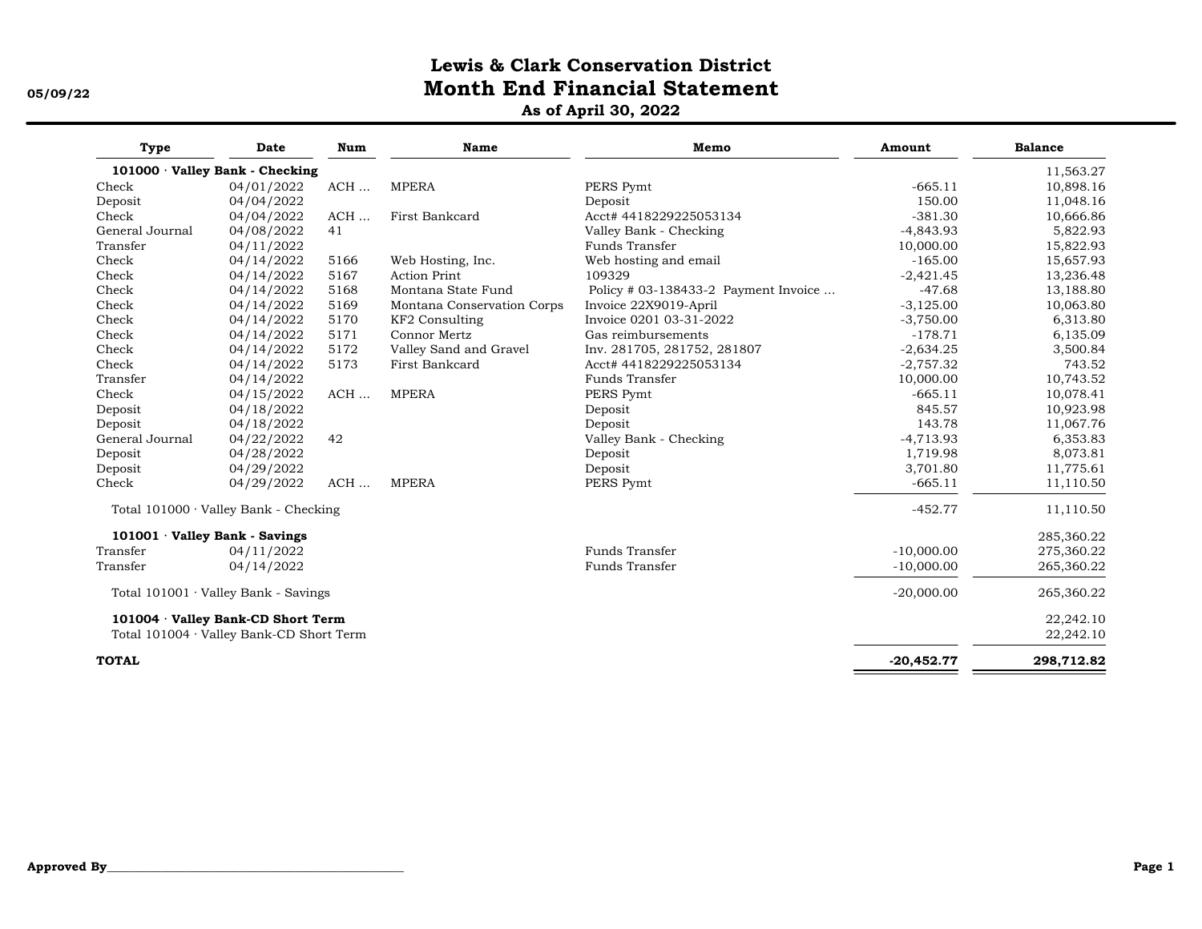# Lewis & Clark Conservation District
## Month End Financial Statement
### As of April 30, 2022

05/09/22

| Type | Date | Num | Name | Memo | Amount | Balance |
|---|---|---|---|---|---|---|
| **101000 · Valley Bank - Checking** | | | | | | 11,563.27 |
| Check | 04/01/2022 | ACH ... | MPERA | PERS Pymt | -665.11 | 10,898.16 |
| Deposit | 04/04/2022 | | | Deposit | 150.00 | 11,048.16 |
| Check | 04/04/2022 | ACH ... | First Bankcard | Acct# 4418229225053134 | -381.30 | 10,666.86 |
| General Journal | 04/08/2022 | 41 | | Valley Bank - Checking | -4,843.93 | 5,822.93 |
| Transfer | 04/11/2022 | | | Funds Transfer | 10,000.00 | 15,822.93 |
| Check | 04/14/2022 | 5166 | Web Hosting, Inc. | Web hosting and email | -165.00 | 15,657.93 |
| Check | 04/14/2022 | 5167 | Action Print | 109329 | -2,421.45 | 13,236.48 |
| Check | 04/14/2022 | 5168 | Montana State Fund | Policy # 03-138433-2 Payment Invoice ... | -47.68 | 13,188.80 |
| Check | 04/14/2022 | 5169 | Montana Conservation Corps | Invoice 22X9019-April | -3,125.00 | 10,063.80 |
| Check | 04/14/2022 | 5170 | KF2 Consulting | Invoice 0201 03-31-2022 | -3,750.00 | 6,313.80 |
| Check | 04/14/2022 | 5171 | Connor Mertz | Gas reimbursements | -178.71 | 6,135.09 |
| Check | 04/14/2022 | 5172 | Valley Sand and Gravel | Inv. 281705, 281752, 281807 | -2,634.25 | 3,500.84 |
| Check | 04/14/2022 | 5173 | First Bankcard | Acct# 4418229225053134 | -2,757.32 | 743.52 |
| Transfer | 04/14/2022 | | | Funds Transfer | 10,000.00 | 10,743.52 |
| Check | 04/15/2022 | ACH ... | MPERA | PERS Pymt | -665.11 | 10,078.41 |
| Deposit | 04/18/2022 | | | Deposit | 845.57 | 10,923.98 |
| Deposit | 04/18/2022 | | | Deposit | 143.78 | 11,067.76 |
| General Journal | 04/22/2022 | 42 | | Valley Bank - Checking | -4,713.93 | 6,353.83 |
| Deposit | 04/28/2022 | | | Deposit | 1,719.98 | 8,073.81 |
| Deposit | 04/29/2022 | | | Deposit | 3,701.80 | 11,775.61 |
| Check | 04/29/2022 | ACH ... | MPERA | PERS Pymt | -665.11 | 11,110.50 |
| Total 101000 · Valley Bank - Checking | | | | | -452.77 | 11,110.50 |
| **101001 · Valley Bank - Savings** | | | | | | 285,360.22 |
| Transfer | 04/11/2022 | | | Funds Transfer | -10,000.00 | 275,360.22 |
| Transfer | 04/14/2022 | | | Funds Transfer | -10,000.00 | 265,360.22 |
| Total 101001 · Valley Bank - Savings | | | | | -20,000.00 | 265,360.22 |
| **101004 · Valley Bank-CD Short Term** | | | | | | 22,242.10 |
| Total 101004 · Valley Bank-CD Short Term | | | | | | 22,242.10 |
| **TOTAL** | | | | | **-20,452.77** | **298,712.82** |

**Approved By**\_\_\_\_\_\_\_\_\_\_\_\_\_\_\_\_\_\_\_\_\_\_\_\_\_\_\_\_\_\_\_\_\_\_\_\_\_\_\_\_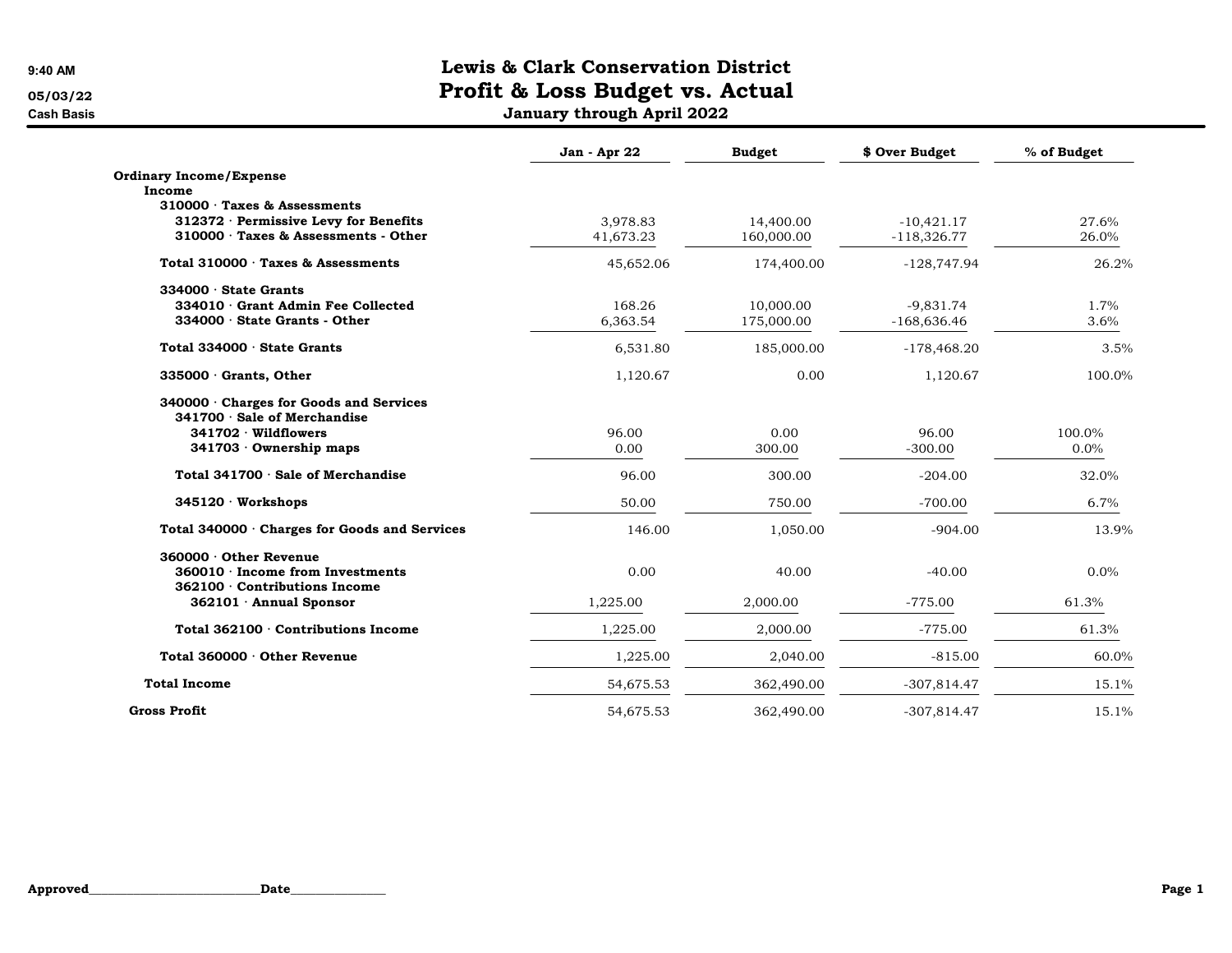9:40 AM
05/03/22
Cash Basis

# Lewis & Clark Conservation District
## Profit & Loss Budget vs. Actual
### January through April 2022

| | Jan - Apr 22 | Budget | $ Over Budget | % of Budget |
|---|---|---|---|---|
| **Ordinary Income/Expense** | | | | |
| **Income** | | | | |
| **310000 · Taxes & Assessments** | | | | |
| **312372 · Permissive Levy for Benefits** | 3,978.83 | 14,400.00 | -10,421.17 | 27.6% |
| **310000 · Taxes & Assessments - Other** | 41,673.23 | 160,000.00 | -118,326.77 | 26.0% |
| **Total 310000 · Taxes & Assessments** | 45,652.06 | 174,400.00 | -128,747.94 | 26.2% |
| **334000 · State Grants** | | | | |
| **334010 · Grant Admin Fee Collected** | 168.26 | 10,000.00 | -9,831.74 | 1.7% |
| **334000 · State Grants - Other** | 6,363.54 | 175,000.00 | -168,636.46 | 3.6% |
| **Total 334000 · State Grants** | 6,531.80 | 185,000.00 | -178,468.20 | 3.5% |
| **335000 · Grants, Other** | 1,120.67 | 0.00 | 1,120.67 | 100.0% |
| **340000 · Charges for Goods and Services** | | | | |
| **341700 · Sale of Merchandise** | | | | |
| **341702 · Wildflowers** | 96.00 | 0.00 | 96.00 | 100.0% |
| **341703 · Ownership maps** | 0.00 | 300.00 | -300.00 | 0.0% |
| **Total 341700 · Sale of Merchandise** | 96.00 | 300.00 | -204.00 | 32.0% |
| **345120 · Workshops** | 50.00 | 750.00 | -700.00 | 6.7% |
| **Total 340000 · Charges for Goods and Services** | 146.00 | 1,050.00 | -904.00 | 13.9% |
| **360000 · Other Revenue** | | | | |
| **360010 · Income from Investments** | 0.00 | 40.00 | -40.00 | 0.0% |
| **362100 · Contributions Income** | | | | |
| **362101 · Annual Sponsor** | 1,225.00 | 2,000.00 | -775.00 | 61.3% |
| **Total 362100 · Contributions Income** | 1,225.00 | 2,000.00 | -775.00 | 61.3% |
| **Total 360000 · Other Revenue** | 1,225.00 | 2,040.00 | -815.00 | 60.0% |
| **Total Income** | 54,675.53 | 362,490.00 | -307,814.47 | 15.1% |
| **Gross Profit** | 54,675.53 | 362,490.00 | -307,814.47 | 15.1% |

**Approved**\_\_\_\_\_\_\_\_\_\_\_\_\_\_\_\_\_\_\_\_\_\_\_\_\_\_\_\_**Date**\_\_\_\_\_\_\_\_\_\_\_\_\_\_\_\_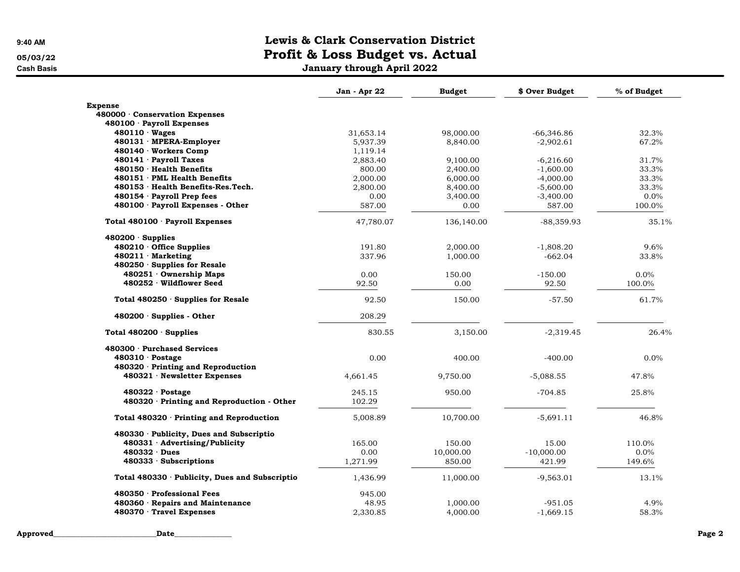# Lewis & Clark Conservation District

## Profit & Loss Budget vs. Actual

### January through April 2022

9:40 AM
05/03/22
Cash Basis

| | Jan - Apr 22 | Budget | $ Over Budget | % of Budget |
|---|---|---|---|---|
| **Expense** | | | | |
| **480000 · Conservation Expenses** | | | | |
| **480100 · Payroll Expenses** | | | | |
| **480110 · Wages** | 31,653.14 | 98,000.00 | -66,346.86 | 32.3% |
| **480131 · MPERA-Employer** | 5,937.39 | 8,840.00 | -2,902.61 | 67.2% |
| **480140 · Workers Comp** | 1,119.14 | | | |
| **480141 · Payroll Taxes** | 2,883.40 | 9,100.00 | -6,216.60 | 31.7% |
| **480150 · Health Benefits** | 800.00 | 2,400.00 | -1,600.00 | 33.3% |
| **480151 · PML Health Benefits** | 2,000.00 | 6,000.00 | -4,000.00 | 33.3% |
| **480153 · Health Benefits-Res.Tech.** | 2,800.00 | 8,400.00 | -5,600.00 | 33.3% |
| **480154 · Payroll Prep fees** | 0.00 | 3,400.00 | -3,400.00 | 0.0% |
| **480100 · Payroll Expenses - Other** | 587.00 | 0.00 | 587.00 | 100.0% |
| **Total 480100 · Payroll Expenses** | 47,780.07 | 136,140.00 | -88,359.93 | 35.1% |
| **480200 · Supplies** | | | | |
| **480210 · Office Supplies** | 191.80 | 2,000.00 | -1,808.20 | 9.6% |
| **480211 · Marketing** | 337.96 | 1,000.00 | -662.04 | 33.8% |
| **480250 · Supplies for Resale** | | | | |
| **480251 · Ownership Maps** | 0.00 | 150.00 | -150.00 | 0.0% |
| **480252 · Wildflower Seed** | 92.50 | 0.00 | 92.50 | 100.0% |
| **Total 480250 · Supplies for Resale** | 92.50 | 150.00 | -57.50 | 61.7% |
| **480200 · Supplies - Other** | 208.29 | | | |
| **Total 480200 · Supplies** | 830.55 | 3,150.00 | -2,319.45 | 26.4% |
| **480300 · Purchased Services** | | | | |
| **480310 · Postage** | 0.00 | 400.00 | -400.00 | 0.0% |
| **480320 · Printing and Reproduction** | | | | |
| **480321 · Newsletter Expenses** | 4,661.45 | 9,750.00 | -5,088.55 | 47.8% |
| **480322 · Postage** | 245.15 | 950.00 | -704.85 | 25.8% |
| **480320 · Printing and Reproduction - Other** | 102.29 | | | |
| **Total 480320 · Printing and Reproduction** | 5,008.89 | 10,700.00 | -5,691.11 | 46.8% |
| **480330 · Publicity, Dues and Subscriptio** | | | | |
| **480331 · Advertising/Publicity** | 165.00 | 150.00 | 15.00 | 110.0% |
| **480332 · Dues** | 0.00 | 10,000.00 | -10,000.00 | 0.0% |
| **480333 · Subscriptions** | 1,271.99 | 850.00 | 421.99 | 149.6% |
| **Total 480330 · Publicity, Dues and Subscriptio** | 1,436.99 | 11,000.00 | -9,563.01 | 13.1% |
| **480350 · Professional Fees** | 945.00 | | | |
| **480360 · Repairs and Maintenance** | 48.95 | 1,000.00 | -951.05 | 4.9% |
| **480370 · Travel Expenses** | 2,330.85 | 4,000.00 | -1,669.15 | 58.3% |

**Approved**\_\_\_\_\_\_\_\_\_\_\_\_\_\_\_\_\_\_\_\_\_\_\_\_\_\_**Date**\_\_\_\_\_\_\_\_\_\_\_\_\_\_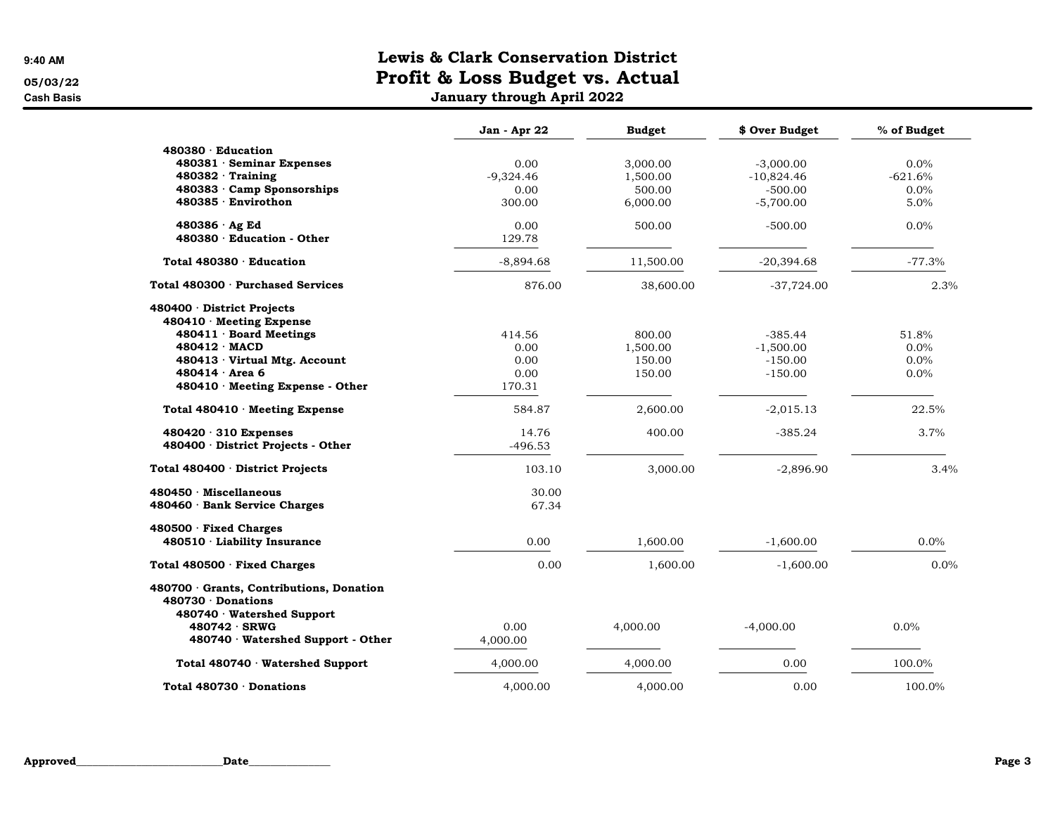# Lewis & Clark Conservation District

## Profit & Loss Budget vs. Actual

### January through April 2022

9:40 AM
05/03/22
Cash Basis

| | Jan - Apr 22 | Budget | $ Over Budget | % of Budget |
|---|---|---|---|---|
| **480380 · Education** | | | | |
| **480381 · Seminar Expenses** | 0.00 | 3,000.00 | -3,000.00 | 0.0% |
| **480382 · Training** | -9,324.46 | 1,500.00 | -10,824.46 | -621.6% |
| **480383 · Camp Sponsorships** | 0.00 | 500.00 | -500.00 | 0.0% |
| **480385 · Envirothon** | 300.00 | 6,000.00 | -5,700.00 | 5.0% |
| **480386 · Ag Ed** | 0.00 | 500.00 | -500.00 | 0.0% |
| **480380 · Education - Other** | 129.78 | | | |
| **Total 480380 · Education** | -8,894.68 | 11,500.00 | -20,394.68 | -77.3% |
| **Total 480300 · Purchased Services** | 876.00 | 38,600.00 | -37,724.00 | 2.3% |
| **480400 · District Projects** | | | | |
| **480410 · Meeting Expense** | | | | |
| **480411 · Board Meetings** | 414.56 | 800.00 | -385.44 | 51.8% |
| **480412 · MACD** | 0.00 | 1,500.00 | -1,500.00 | 0.0% |
| **480413 · Virtual Mtg. Account** | 0.00 | 150.00 | -150.00 | 0.0% |
| **480414 · Area 6** | 0.00 | 150.00 | -150.00 | 0.0% |
| **480410 · Meeting Expense - Other** | 170.31 | | | |
| **Total 480410 · Meeting Expense** | 584.87 | 2,600.00 | -2,015.13 | 22.5% |
| **480420 · 310 Expenses** | 14.76 | 400.00 | -385.24 | 3.7% |
| **480400 · District Projects - Other** | -496.53 | | | |
| **Total 480400 · District Projects** | 103.10 | 3,000.00 | -2,896.90 | 3.4% |
| **480450 · Miscellaneous** | 30.00 | | | |
| **480460 · Bank Service Charges** | 67.34 | | | |
| **480500 · Fixed Charges** | | | | |
| **480510 · Liability Insurance** | 0.00 | 1,600.00 | -1,600.00 | 0.0% |
| **Total 480500 · Fixed Charges** | 0.00 | 1,600.00 | -1,600.00 | 0.0% |
| **480700 · Grants, Contributions, Donation** | | | | |
| **480730 · Donations** | | | | |
| **480740 · Watershed Support** | | | | |
| **480742 · SRWG** | 0.00 | 4,000.00 | -4,000.00 | 0.0% |
| **480740 · Watershed Support - Other** | 4,000.00 | | | |
| **Total 480740 · Watershed Support** | 4,000.00 | 4,000.00 | 0.00 | 100.0% |
| **Total 480730 · Donations** | 4,000.00 | 4,000.00 | 0.00 | 100.0% |

**Approved**\_\_\_\_\_\_\_\_\_\_\_\_\_\_\_\_\_\_\_\_\_\_\_\_\_\_\_\_**Date**\_\_\_\_\_\_\_\_\_\_\_\_\_\_\_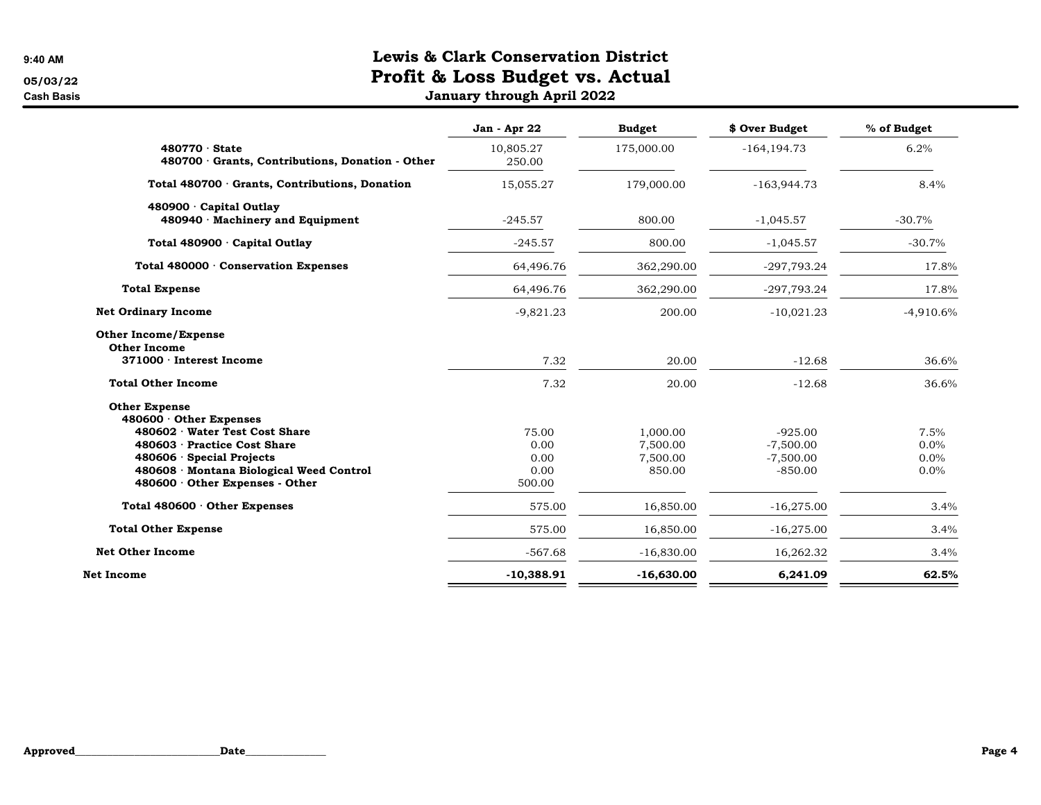# Lewis & Clark Conservation District

## Profit & Loss Budget vs. Actual

### January through April 2022

9:40 AM
05/03/22
Cash Basis

| | Jan - Apr 22 | Budget | $ Over Budget | % of Budget |
|---|---|---|---|---|
| 480770 · State | 10,805.27 | 175,000.00 | -164,194.73 | 6.2% |
| 480700 · Grants, Contributions, Donation - Other | 250.00 | | | |
| **Total 480700 · Grants, Contributions, Donation** | 15,055.27 | 179,000.00 | -163,944.73 | 8.4% |
| **480900 · Capital Outlay** | | | | |
| 480940 · Machinery and Equipment | -245.57 | 800.00 | -1,045.57 | -30.7% |
| **Total 480900 · Capital Outlay** | -245.57 | 800.00 | -1,045.57 | -30.7% |
| **Total 480000 · Conservation Expenses** | 64,496.76 | 362,290.00 | -297,793.24 | 17.8% |
| **Total Expense** | 64,496.76 | 362,290.00 | -297,793.24 | 17.8% |
| **Net Ordinary Income** | -9,821.23 | 200.00 | -10,021.23 | -4,910.6% |
| **Other Income/Expense** | | | | |
| **Other Income** | | | | |
| 371000 · Interest Income | 7.32 | 20.00 | -12.68 | 36.6% |
| **Total Other Income** | 7.32 | 20.00 | -12.68 | 36.6% |
| **Other Expense** | | | | |
| **480600 · Other Expenses** | | | | |
| 480602 · Water Test Cost Share | 75.00 | 1,000.00 | -925.00 | 7.5% |
| 480603 · Practice Cost Share | 0.00 | 7,500.00 | -7,500.00 | 0.0% |
| 480606 · Special Projects | 0.00 | 7,500.00 | -7,500.00 | 0.0% |
| 480608 · Montana Biological Weed Control | 0.00 | 850.00 | -850.00 | 0.0% |
| 480600 · Other Expenses - Other | 500.00 | | | |
| **Total 480600 · Other Expenses** | 575.00 | 16,850.00 | -16,275.00 | 3.4% |
| **Total Other Expense** | 575.00 | 16,850.00 | -16,275.00 | 3.4% |
| **Net Other Income** | -567.68 | -16,830.00 | 16,262.32 | 3.4% |
| **Net Income** | **-10,388.91** | **-16,630.00** | **6,241.09** | **62.5%** |

**Approved**\_\_\_\_\_\_\_\_\_\_\_\_\_\_\_\_\_\_\_\_\_\_\_\_**Date**\_\_\_\_\_\_\_\_\_\_\_\_\_\_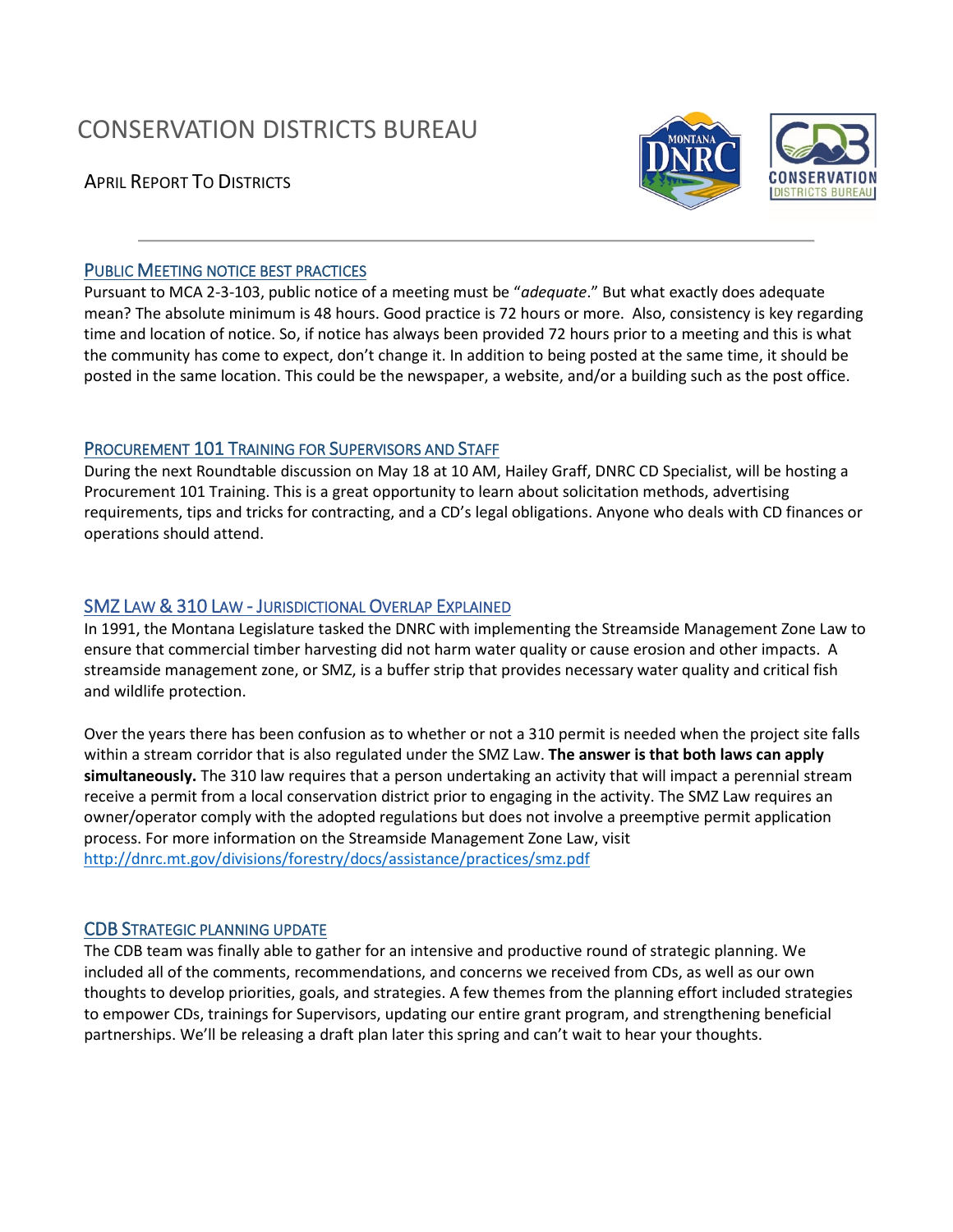# CONSERVATION DISTRICTS BUREAU

## APRIL REPORT TO DISTRICTS

### PUBLIC MEETING NOTICE BEST PRACTICES

Pursuant to MCA 2-3-103, public notice of a meeting must be "*adequate*." But what exactly does adequate mean? The absolute minimum is 48 hours. Good practice is 72 hours or more. Also, consistency is key regarding time and location of notice. So, if notice has always been provided 72 hours prior to a meeting and this is what the community has come to expect, don't change it. In addition to being posted at the same time, it should be posted in the same location. This could be the newspaper, a website, and/or a building such as the post office.

### PROCUREMENT 101 TRAINING FOR SUPERVISORS AND STAFF

During the next Roundtable discussion on May 18 at 10 AM, Hailey Graff, DNRC CD Specialist, will be hosting a Procurement 101 Training. This is a great opportunity to learn about solicitation methods, advertising requirements, tips and tricks for contracting, and a CD's legal obligations. Anyone who deals with CD finances or operations should attend.

### SMZ LAW & 310 LAW - JURISDICTIONAL OVERLAP EXPLAINED

In 1991, the Montana Legislature tasked the DNRC with implementing the Streamside Management Zone Law to ensure that commercial timber harvesting did not harm water quality or cause erosion and other impacts. A streamside management zone, or SMZ, is a buffer strip that provides necessary water quality and critical fish and wildlife protection.

Over the years there has been confusion as to whether or not a 310 permit is needed when the project site falls within a stream corridor that is also regulated under the SMZ Law. **The answer is that both laws can apply simultaneously.** The 310 law requires that a person undertaking an activity that will impact a perennial stream receive a permit from a local conservation district prior to engaging in the activity. The SMZ Law requires an owner/operator comply with the adopted regulations but does not involve a preemptive permit application process. For more information on the Streamside Management Zone Law, visit http://dnrc.mt.gov/divisions/forestry/docs/assistance/practices/smz.pdf

### CDB STRATEGIC PLANNING UPDATE

The CDB team was finally able to gather for an intensive and productive round of strategic planning. We included all of the comments, recommendations, and concerns we received from CDs, as well as our own thoughts to develop priorities, goals, and strategies. A few themes from the planning effort included strategies to empower CDs, trainings for Supervisors, updating our entire grant program, and strengthening beneficial partnerships. We'll be releasing a draft plan later this spring and can't wait to hear your thoughts.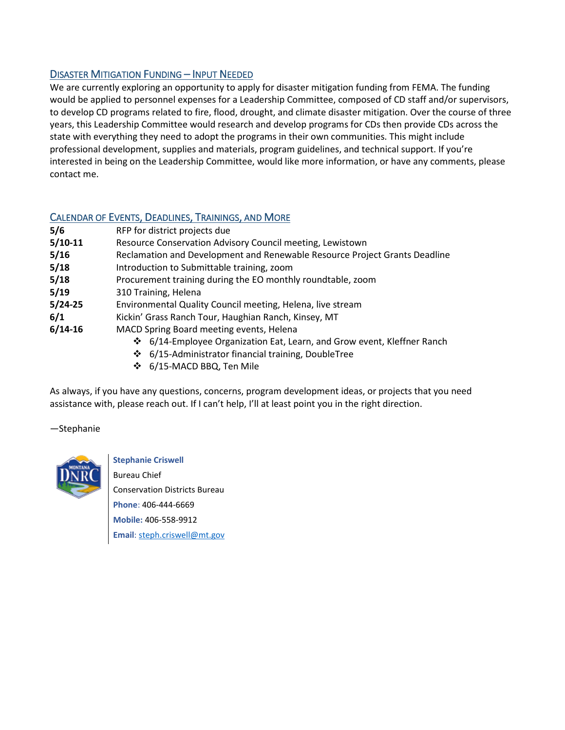## Disaster Mitigation Funding – Input Needed

We are currently exploring an opportunity to apply for disaster mitigation funding from FEMA. The funding would be applied to personnel expenses for a Leadership Committee, composed of CD staff and/or supervisors, to develop CD programs related to fire, flood, drought, and climate disaster mitigation. Over the course of three years, this Leadership Committee would research and develop programs for CDs then provide CDs across the state with everything they need to adopt the programs in their own communities. This might include professional development, supplies and materials, program guidelines, and technical support. If you're interested in being on the Leadership Committee, would like more information, or have any comments, please contact me.

## Calendar of Events, Deadlines, Trainings, and More

| | |
|---|---|
| **5/6** | RFP for district projects due |
| **5/10-11** | Resource Conservation Advisory Council meeting, Lewistown |
| **5/16** | Reclamation and Development and Renewable Resource Project Grants Deadline |
| **5/18** | Introduction to Submittable training, zoom |
| **5/18** | Procurement training during the EO monthly roundtable, zoom |
| **5/19** | 310 Training, Helena |
| **5/24-25** | Environmental Quality Council meeting, Helena, live stream |
| **6/1** | Kickin' Grass Ranch Tour, Haughian Ranch, Kinsey, MT |
| **6/14-16** | MACD Spring Board meeting events, Helena |

- 6/14-Employee Organization Eat, Learn, and Grow event, Kleffner Ranch
- 6/15-Administrator financial training, DoubleTree
- 6/15-MACD BBQ, Ten Mile

As always, if you have any questions, concerns, program development ideas, or projects that you need assistance with, please reach out. If I can't help, I'll at least point you in the right direction.

—Stephanie

**Stephanie Criswell**
Bureau Chief
Conservation Districts Bureau
**Phone**: 406-444-6669
**Mobile:** 406-558-9912
**Email**: steph.criswell@mt.gov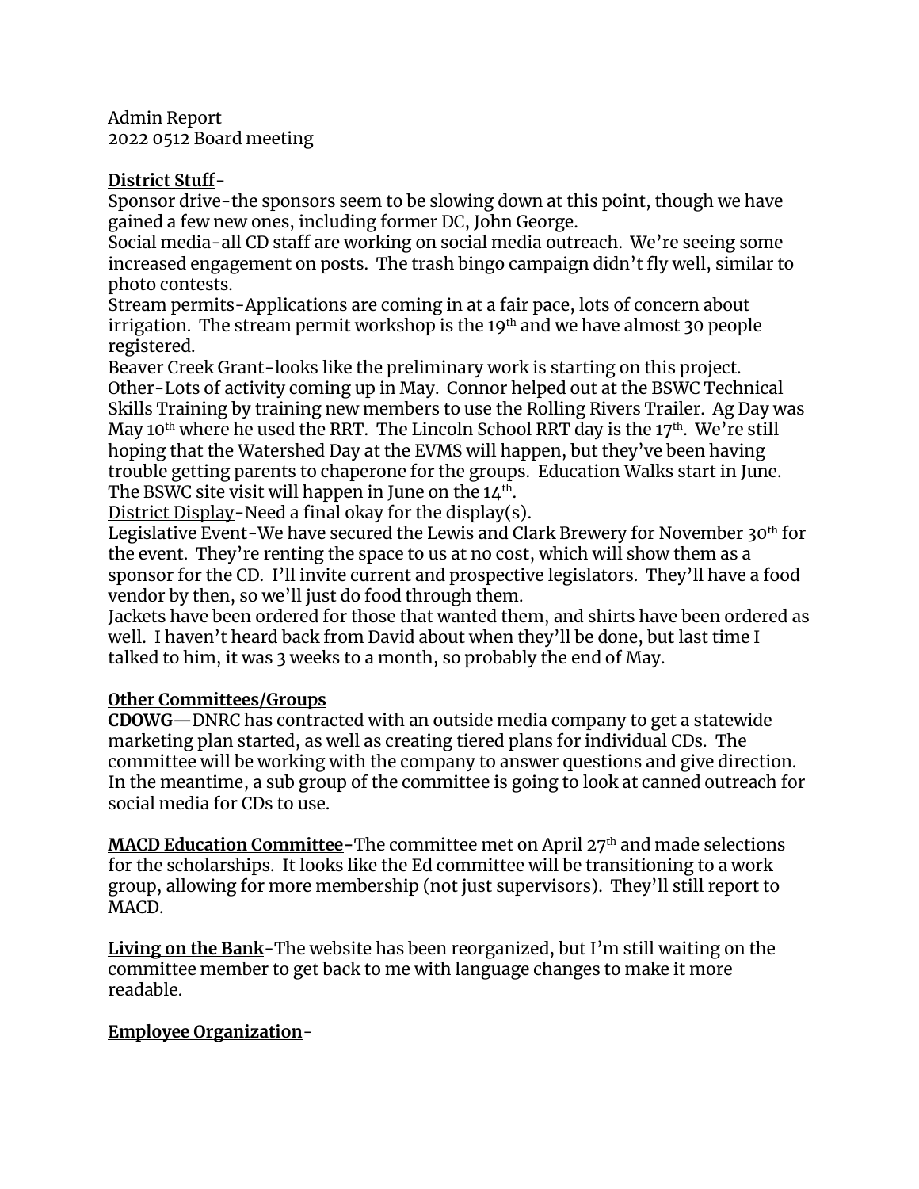Admin Report
2022 0512 Board meeting

**<u>District Stuff</u>**-

Sponsor drive-the sponsors seem to be slowing down at this point, though we have gained a few new ones, including former DC, John George.

Social media-all CD staff are working on social media outreach. We're seeing some increased engagement on posts. The trash bingo campaign didn't fly well, similar to photo contests.

Stream permits-Applications are coming in at a fair pace, lots of concern about irrigation. The stream permit workshop is the 19th and we have almost 30 people registered.

Beaver Creek Grant-looks like the preliminary work is starting on this project.

Other-Lots of activity coming up in May. Connor helped out at the BSWC Technical Skills Training by training new members to use the Rolling Rivers Trailer. Ag Day was May 10th where he used the RRT. The Lincoln School RRT day is the 17th. We're still hoping that the Watershed Day at the EVMS will happen, but they've been having trouble getting parents to chaperone for the groups. Education Walks start in June. The BSWC site visit will happen in June on the 14th.

<u>District Display</u>-Need a final okay for the display(s).

<u>Legislative Event</u>-We have secured the Lewis and Clark Brewery for November 30th for the event. They're renting the space to us at no cost, which will show them as a sponsor for the CD. I'll invite current and prospective legislators. They'll have a food vendor by then, so we'll just do food through them.

Jackets have been ordered for those that wanted them, and shirts have been ordered as well. I haven't heard back from David about when they'll be done, but last time I talked to him, it was 3 weeks to a month, so probably the end of May.

**<u>Other Committees/Groups</u>**

**<u>CDOWG</u>**—DNRC has contracted with an outside media company to get a statewide marketing plan started, as well as creating tiered plans for individual CDs. The committee will be working with the company to answer questions and give direction. In the meantime, a sub group of the committee is going to look at canned outreach for social media for CDs to use.

**<u>MACD Education Committee</u>**-The committee met on April 27th and made selections for the scholarships. It looks like the Ed committee will be transitioning to a work group, allowing for more membership (not just supervisors). They'll still report to MACD.

**<u>Living on the Bank</u>**-The website has been reorganized, but I'm still waiting on the committee member to get back to me with language changes to make it more readable.

**<u>Employee Organization</u>**-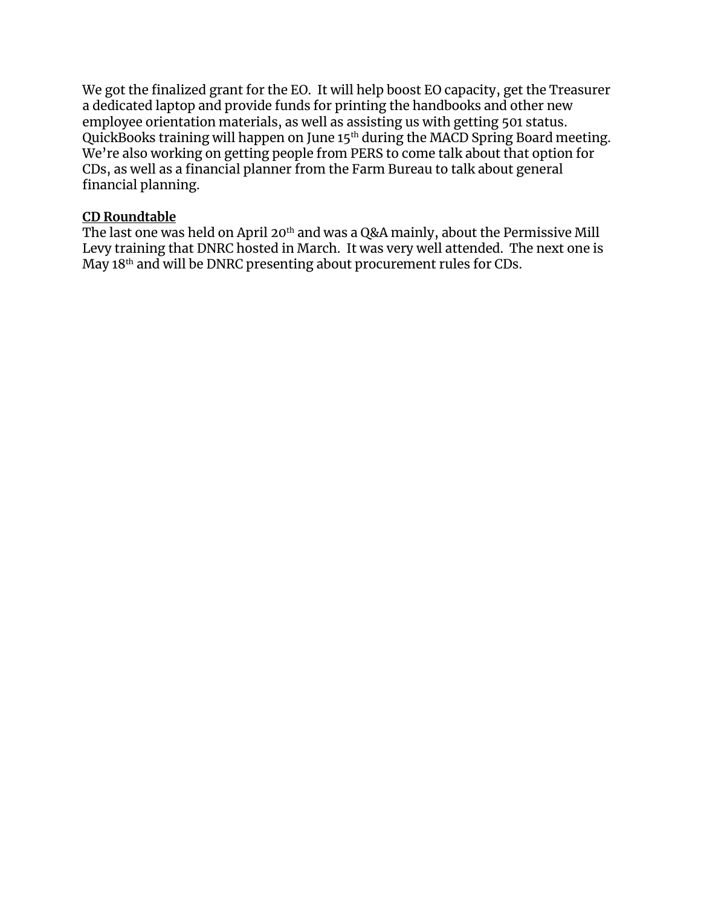We got the finalized grant for the EO.  It will help boost EO capacity, get the Treasurer a dedicated laptop and provide funds for printing the handbooks and other new employee orientation materials, as well as assisting us with getting 501 status. QuickBooks training will happen on June 15th during the MACD Spring Board meeting. We're also working on getting people from PERS to come talk about that option for CDs, as well as a financial planner from the Farm Bureau to talk about general financial planning.

**CD Roundtable**

The last one was held on April 20th and was a Q&A mainly, about the Permissive Mill Levy training that DNRC hosted in March.  It was very well attended.  The next one is May 18th and will be DNRC presenting about procurement rules for CDs.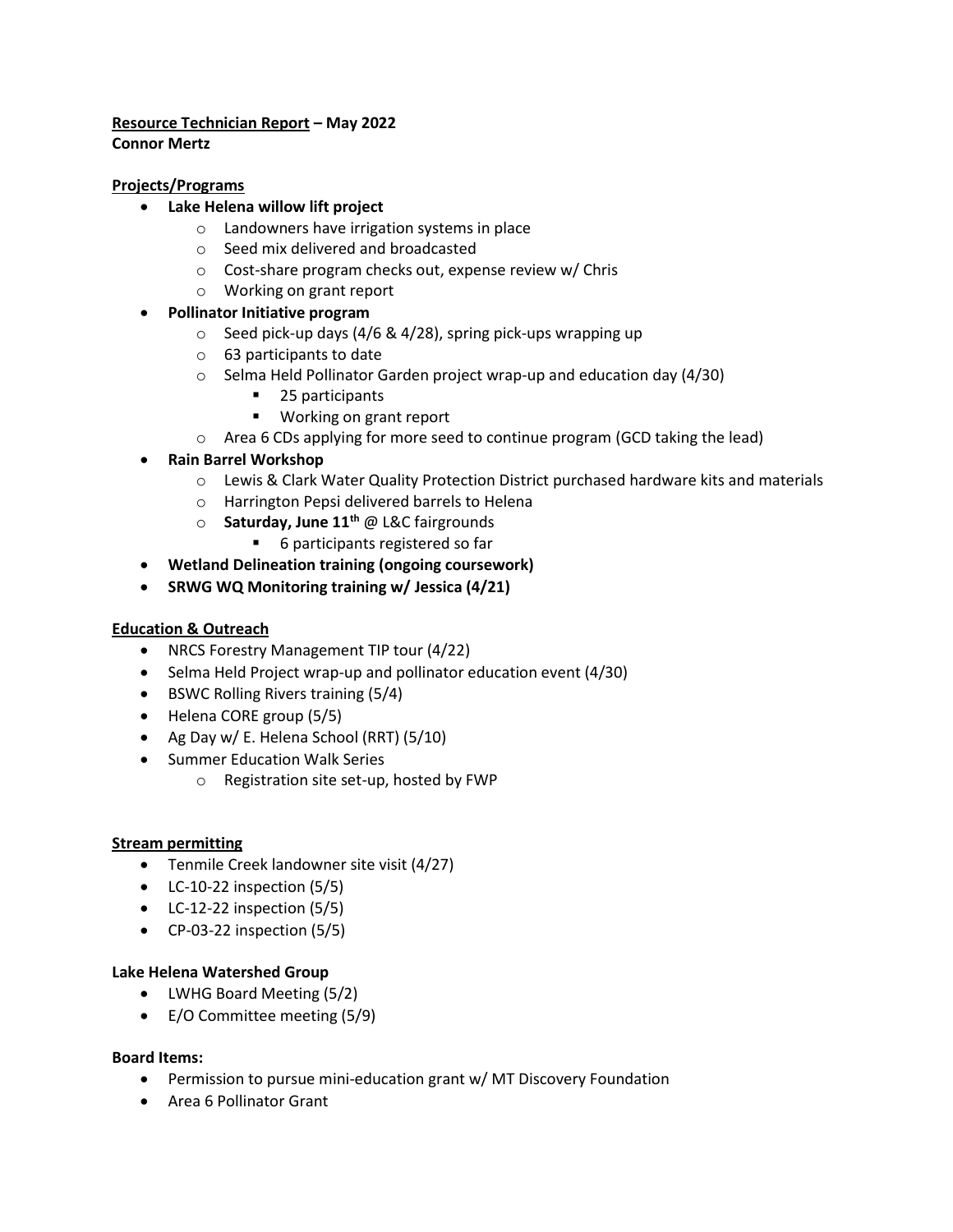**Resource Technician Report – May 2022**
**Connor Mertz**

**Projects/Programs**

- **Lake Helena willow lift project**
  - Landowners have irrigation systems in place
  - Seed mix delivered and broadcasted
  - Cost-share program checks out, expense review w/ Chris
  - Working on grant report
- **Pollinator Initiative program**
  - Seed pick-up days (4/6 & 4/28), spring pick-ups wrapping up
  - 63 participants to date
  - Selma Held Pollinator Garden project wrap-up and education day (4/30)
    - 25 participants
    - Working on grant report
  - Area 6 CDs applying for more seed to continue program (GCD taking the lead)
- **Rain Barrel Workshop**
  - Lewis & Clark Water Quality Protection District purchased hardware kits and materials
  - Harrington Pepsi delivered barrels to Helena
  - **Saturday, June 11th** @ L&C fairgrounds
    - 6 participants registered so far
- **Wetland Delineation training (ongoing coursework)**
- **SRWG WQ Monitoring training w/ Jessica (4/21)**

**Education & Outreach**

- NRCS Forestry Management TIP tour (4/22)
- Selma Held Project wrap-up and pollinator education event (4/30)
- BSWC Rolling Rivers training (5/4)
- Helena CORE group (5/5)
- Ag Day w/ E. Helena School (RRT) (5/10)
- Summer Education Walk Series
  - Registration site set-up, hosted by FWP

**Stream permitting**

- Tenmile Creek landowner site visit (4/27)
- LC-10-22 inspection (5/5)
- LC-12-22 inspection (5/5)
- CP-03-22 inspection (5/5)

**Lake Helena Watershed Group**

- LWHG Board Meeting (5/2)
- E/O Committee meeting (5/9)

**Board Items:**

- Permission to pursue mini-education grant w/ MT Discovery Foundation
- Area 6 Pollinator Grant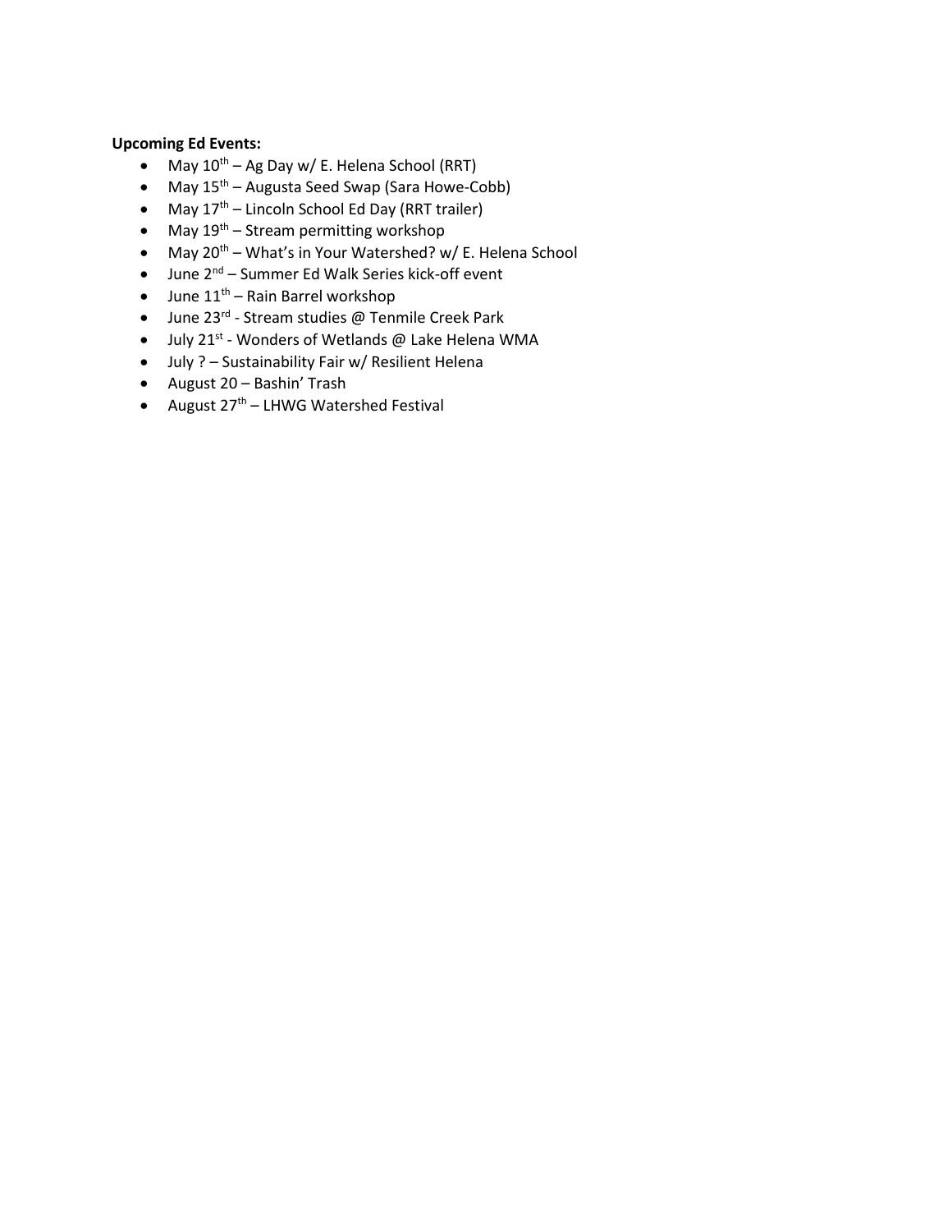**Upcoming Ed Events:**

- May 10th – Ag Day w/ E. Helena School (RRT)
- May 15th – Augusta Seed Swap (Sara Howe-Cobb)
- May 17th – Lincoln School Ed Day (RRT trailer)
- May 19th – Stream permitting workshop
- May 20th – What's in Your Watershed? w/ E. Helena School
- June 2nd – Summer Ed Walk Series kick-off event
- June 11th – Rain Barrel workshop
- June 23rd - Stream studies @ Tenmile Creek Park
- July 21st - Wonders of Wetlands @ Lake Helena WMA
- July ? – Sustainability Fair w/ Resilient Helena
- August 20 – Bashin' Trash
- August 27th – LHWG Watershed Festival